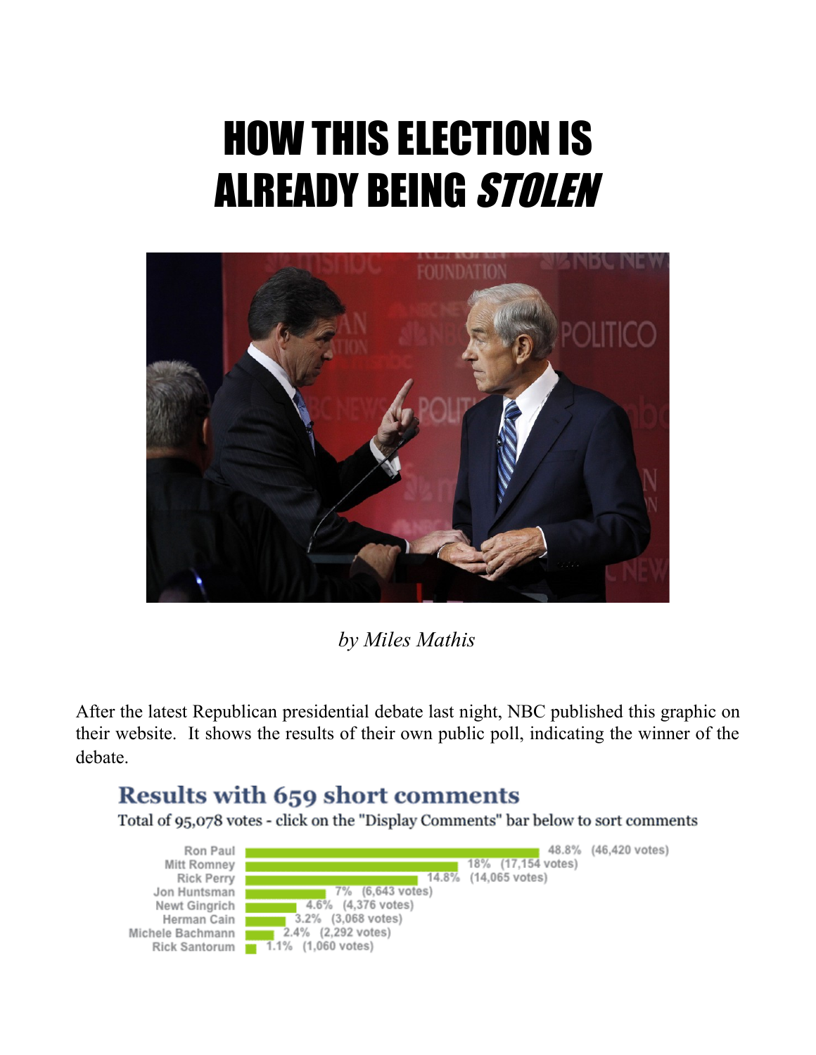# HOW THIS ELECTION IS ALREADY BEING *STOLEN*

*by Miles Mathis*

After the latest Republican presidential debate last night, NBC published this graphic on their website. It shows the results of their own public poll, indicating the winner of the debate.

**Results with 659 short comments**

Total of 95,078 votes - click on the "Display Comments" bar below to sort comments

| Candidate | Percent | Votes |
|---|---|---|
| Ron Paul | 48.8% | 46,420 votes |
| Mitt Romney | 18% | 17,154 votes |
| Rick Perry | 14.8% | 14,065 votes |
| Jon Huntsman | 7% | 6,643 votes |
| Newt Gingrich | 4.6% | 4,376 votes |
| Herman Cain | 3.2% | 3,068 votes |
| Michele Bachmann | 2.4% | 2,292 votes |
| Rick Santorum | 1.1% | 1,060 votes |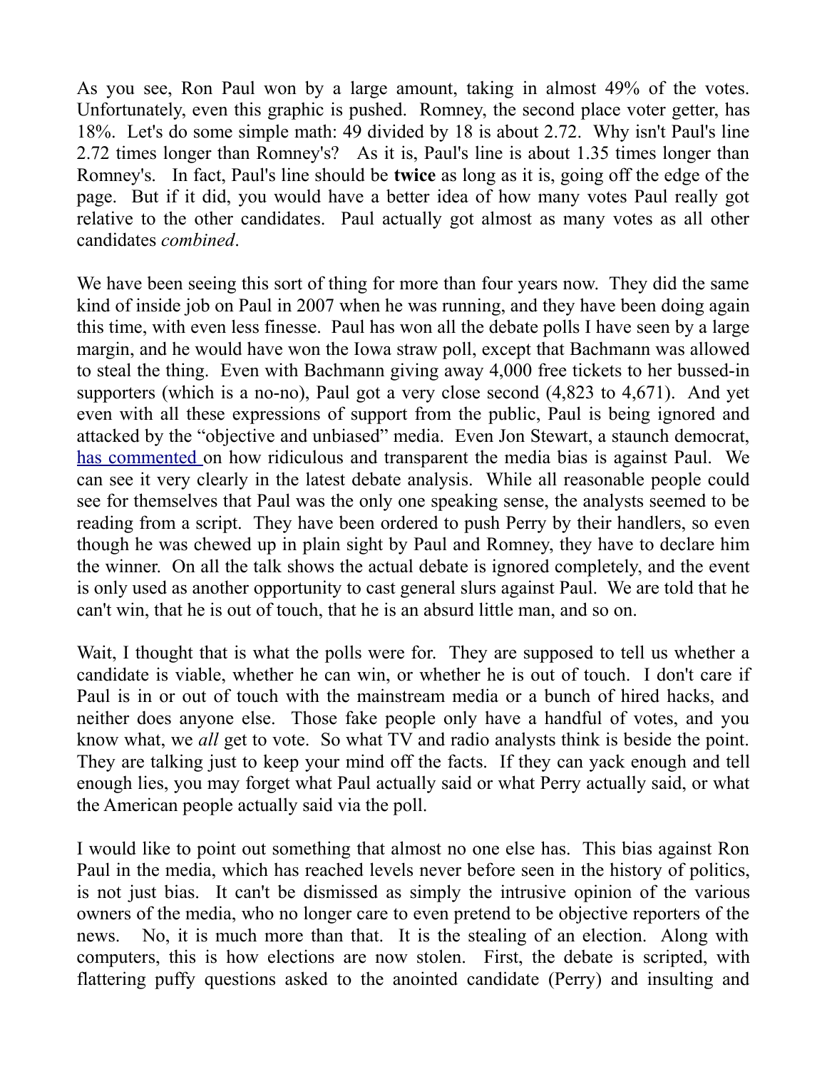As you see, Ron Paul won by a large amount, taking in almost 49% of the votes. Unfortunately, even this graphic is pushed. Romney, the second place voter getter, has 18%. Let's do some simple math: 49 divided by 18 is about 2.72. Why isn't Paul's line 2.72 times longer than Romney's? As it is, Paul's line is about 1.35 times longer than Romney's. In fact, Paul's line should be **twice** as long as it is, going off the edge of the page. But if it did, you would have a better idea of how many votes Paul really got relative to the other candidates. Paul actually got almost as many votes as all other candidates *combined*.

We have been seeing this sort of thing for more than four years now. They did the same kind of inside job on Paul in 2007 when he was running, and they have been doing again this time, with even less finesse. Paul has won all the debate polls I have seen by a large margin, and he would have won the Iowa straw poll, except that Bachmann was allowed to steal the thing. Even with Bachmann giving away 4,000 free tickets to her bussed-in supporters (which is a no-no), Paul got a very close second (4,823 to 4,671). And yet even with all these expressions of support from the public, Paul is being ignored and attacked by the "objective and unbiased" media. Even Jon Stewart, a staunch democrat, has commented on how ridiculous and transparent the media bias is against Paul. We can see it very clearly in the latest debate analysis. While all reasonable people could see for themselves that Paul was the only one speaking sense, the analysts seemed to be reading from a script. They have been ordered to push Perry by their handlers, so even though he was chewed up in plain sight by Paul and Romney, they have to declare him the winner. On all the talk shows the actual debate is ignored completely, and the event is only used as another opportunity to cast general slurs against Paul. We are told that he can't win, that he is out of touch, that he is an absurd little man, and so on.

Wait, I thought that is what the polls were for. They are supposed to tell us whether a candidate is viable, whether he can win, or whether he is out of touch. I don't care if Paul is in or out of touch with the mainstream media or a bunch of hired hacks, and neither does anyone else. Those fake people only have a handful of votes, and you know what, we *all* get to vote. So what TV and radio analysts think is beside the point. They are talking just to keep your mind off the facts. If they can yack enough and tell enough lies, you may forget what Paul actually said or what Perry actually said, or what the American people actually said via the poll.

I would like to point out something that almost no one else has. This bias against Ron Paul in the media, which has reached levels never before seen in the history of politics, is not just bias. It can't be dismissed as simply the intrusive opinion of the various owners of the media, who no longer care to even pretend to be objective reporters of the news. No, it is much more than that. It is the stealing of an election. Along with computers, this is how elections are now stolen. First, the debate is scripted, with flattering puffy questions asked to the anointed candidate (Perry) and insulting and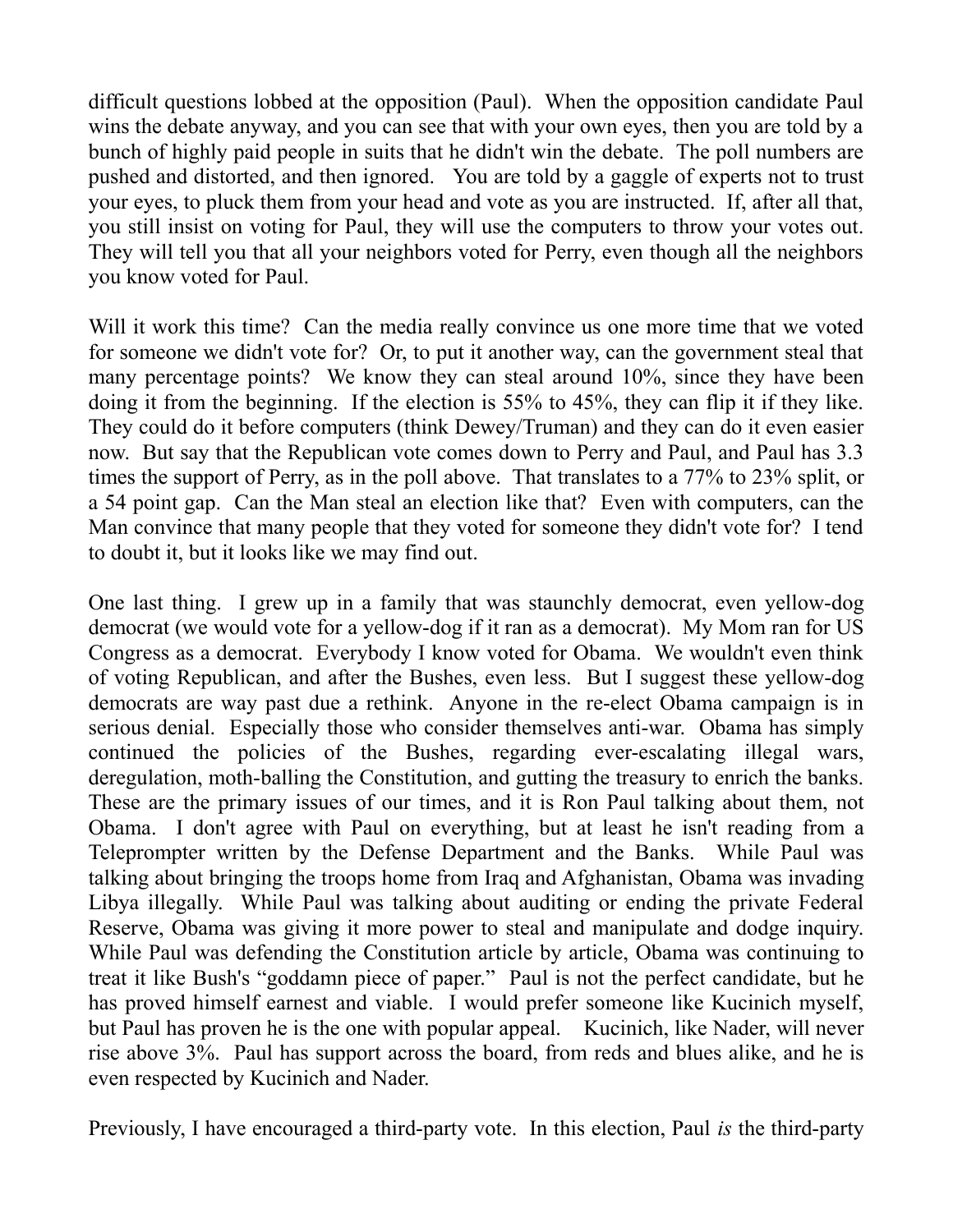difficult questions lobbed at the opposition (Paul). When the opposition candidate Paul wins the debate anyway, and you can see that with your own eyes, then you are told by a bunch of highly paid people in suits that he didn't win the debate. The poll numbers are pushed and distorted, and then ignored. You are told by a gaggle of experts not to trust your eyes, to pluck them from your head and vote as you are instructed. If, after all that, you still insist on voting for Paul, they will use the computers to throw your votes out. They will tell you that all your neighbors voted for Perry, even though all the neighbors you know voted for Paul.

Will it work this time? Can the media really convince us one more time that we voted for someone we didn't vote for? Or, to put it another way, can the government steal that many percentage points? We know they can steal around 10%, since they have been doing it from the beginning. If the election is 55% to 45%, they can flip it if they like. They could do it before computers (think Dewey/Truman) and they can do it even easier now. But say that the Republican vote comes down to Perry and Paul, and Paul has 3.3 times the support of Perry, as in the poll above. That translates to a 77% to 23% split, or a 54 point gap. Can the Man steal an election like that? Even with computers, can the Man convince that many people that they voted for someone they didn't vote for? I tend to doubt it, but it looks like we may find out.

One last thing. I grew up in a family that was staunchly democrat, even yellow-dog democrat (we would vote for a yellow-dog if it ran as a democrat). My Mom ran for US Congress as a democrat. Everybody I know voted for Obama. We wouldn't even think of voting Republican, and after the Bushes, even less. But I suggest these yellow-dog democrats are way past due a rethink. Anyone in the re-elect Obama campaign is in serious denial. Especially those who consider themselves anti-war. Obama has simply continued the policies of the Bushes, regarding ever-escalating illegal wars, deregulation, moth-balling the Constitution, and gutting the treasury to enrich the banks. These are the primary issues of our times, and it is Ron Paul talking about them, not Obama. I don't agree with Paul on everything, but at least he isn't reading from a Teleprompter written by the Defense Department and the Banks. While Paul was talking about bringing the troops home from Iraq and Afghanistan, Obama was invading Libya illegally. While Paul was talking about auditing or ending the private Federal Reserve, Obama was giving it more power to steal and manipulate and dodge inquiry. While Paul was defending the Constitution article by article, Obama was continuing to treat it like Bush's "goddamn piece of paper." Paul is not the perfect candidate, but he has proved himself earnest and viable. I would prefer someone like Kucinich myself, but Paul has proven he is the one with popular appeal. Kucinich, like Nader, will never rise above 3%. Paul has support across the board, from reds and blues alike, and he is even respected by Kucinich and Nader.

Previously, I have encouraged a third-party vote. In this election, Paul *is* the third-party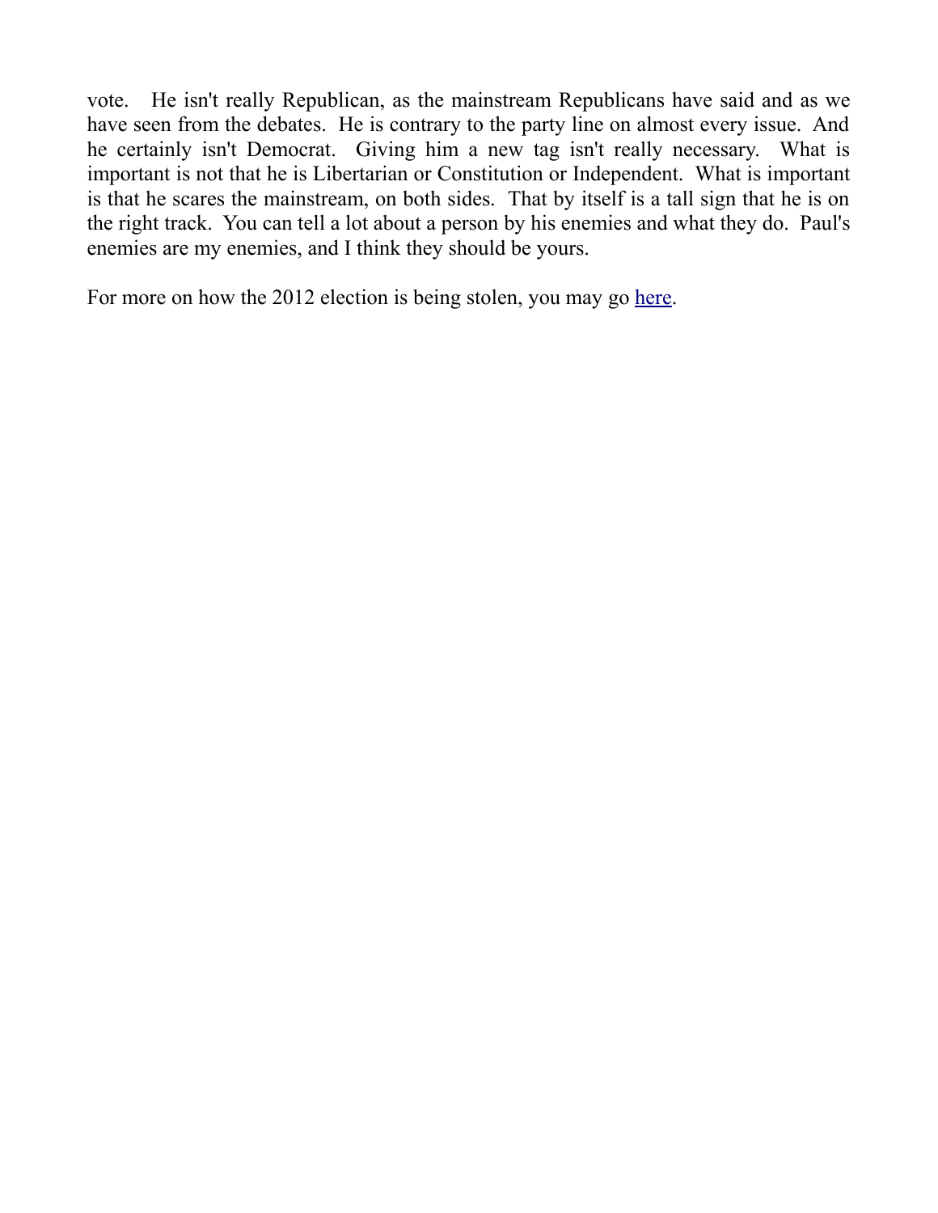vote. He isn't really Republican, as the mainstream Republicans have said and as we have seen from the debates. He is contrary to the party line on almost every issue. And he certainly isn't Democrat. Giving him a new tag isn't really necessary. What is important is not that he is Libertarian or Constitution or Independent. What is important is that he scares the mainstream, on both sides. That by itself is a tall sign that he is on the right track. You can tell a lot about a person by his enemies and what they do. Paul's enemies are my enemies, and I think they should be yours.

For more on how the 2012 election is being stolen, you may go here.